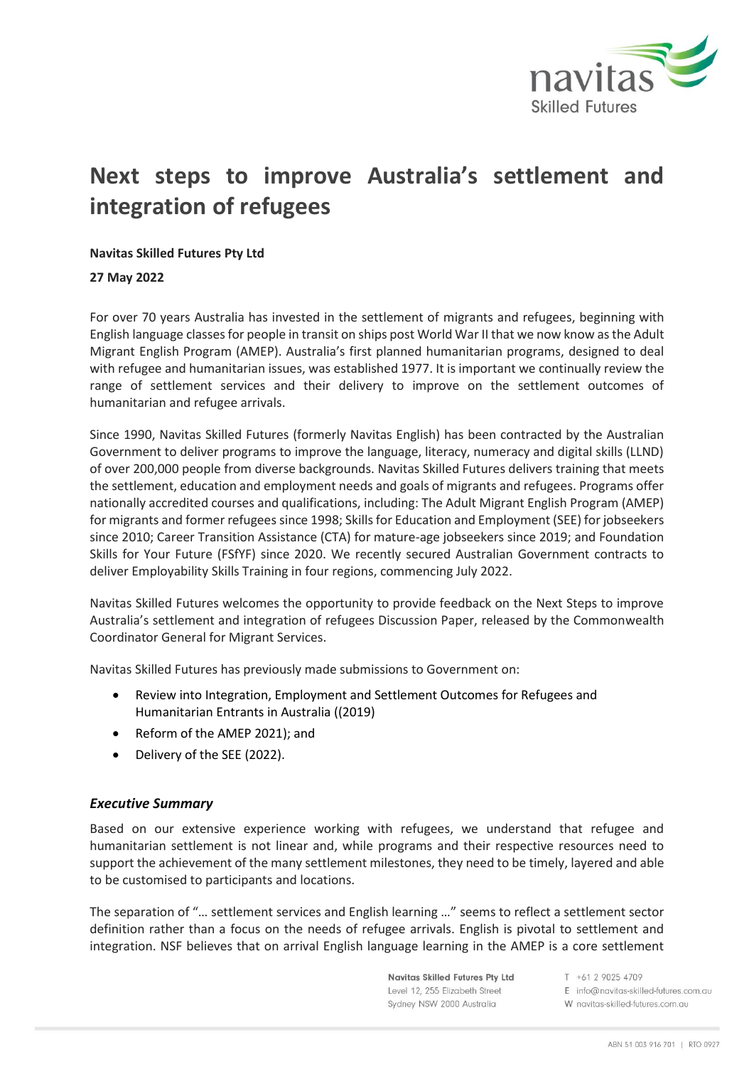# Next steps to improve Australia's settlement and integration of refugees

**Navitas Skilled Futures Pty Ltd**

**27 May 2022**

For over 70 years Australia has invested in the settlement of migrants and refugees, beginning with English language classes for people in transit on ships post World War II that we now know as the Adult Migrant English Program (AMEP). Australia's first planned humanitarian programs, designed to deal with refugee and humanitarian issues, was established 1977. It is important we continually review the range of settlement services and their delivery to improve on the settlement outcomes of humanitarian and refugee arrivals.

Since 1990, Navitas Skilled Futures (formerly Navitas English) has been contracted by the Australian Government to deliver programs to improve the language, literacy, numeracy and digital skills (LLND) of over 200,000 people from diverse backgrounds. Navitas Skilled Futures delivers training that meets the settlement, education and employment needs and goals of migrants and refugees. Programs offer nationally accredited courses and qualifications, including: The Adult Migrant English Program (AMEP) for migrants and former refugees since 1998; Skills for Education and Employment (SEE) for jobseekers since 2010; Career Transition Assistance (CTA) for mature-age jobseekers since 2019; and Foundation Skills for Your Future (FSfYF) since 2020. We recently secured Australian Government contracts to deliver Employability Skills Training in four regions, commencing July 2022.

Navitas Skilled Futures welcomes the opportunity to provide feedback on the Next Steps to improve Australia's settlement and integration of refugees Discussion Paper, released by the Commonwealth Coordinator General for Migrant Services.

Navitas Skilled Futures has previously made submissions to Government on:

- Review into Integration, Employment and Settlement Outcomes for Refugees and Humanitarian Entrants in Australia ((2019)
- Reform of the AMEP 2021); and
- Delivery of the SEE (2022).

### *Executive Summary*

Based on our extensive experience working with refugees, we understand that refugee and humanitarian settlement is not linear and, while programs and their respective resources need to support the achievement of the many settlement milestones, they need to be timely, layered and able to be customised to participants and locations.

The separation of "… settlement services and English learning …" seems to reflect a settlement sector definition rather than a focus on the needs of refugee arrivals. English is pivotal to settlement and integration. NSF believes that on arrival English language learning in the AMEP is a core settlement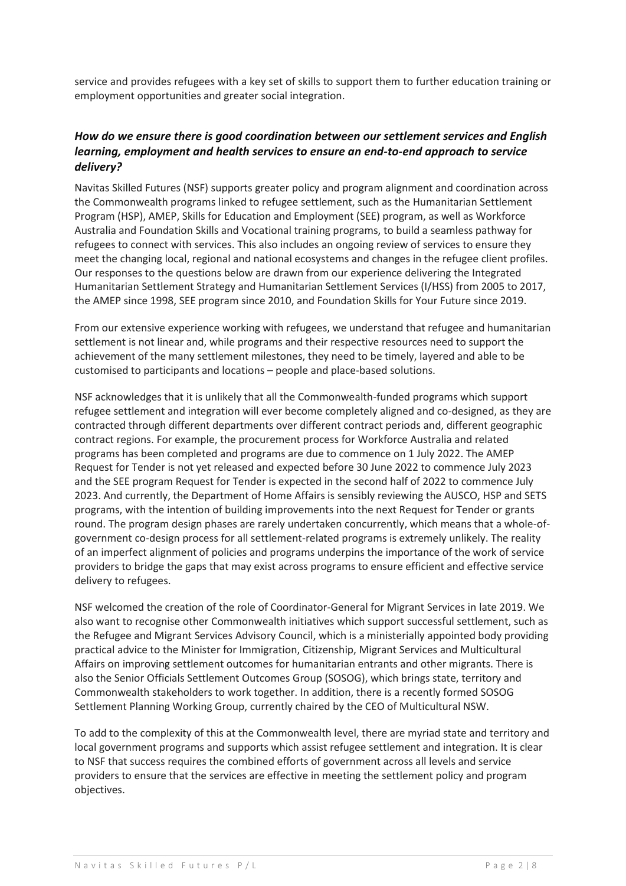service and provides refugees with a key set of skills to support them to further education training or employment opportunities and greater social integration.

### *How do we ensure there is good coordination between our settlement services and English learning, employment and health services to ensure an end-to-end approach to service delivery?*

Navitas Skilled Futures (NSF) supports greater policy and program alignment and coordination across the Commonwealth programs linked to refugee settlement, such as the Humanitarian Settlement Program (HSP), AMEP, Skills for Education and Employment (SEE) program, as well as Workforce Australia and Foundation Skills and Vocational training programs, to build a seamless pathway for refugees to connect with services. This also includes an ongoing review of services to ensure they meet the changing local, regional and national ecosystems and changes in the refugee client profiles. Our responses to the questions below are drawn from our experience delivering the Integrated Humanitarian Settlement Strategy and Humanitarian Settlement Services (I/HSS) from 2005 to 2017, the AMEP since 1998, SEE program since 2010, and Foundation Skills for Your Future since 2019.

From our extensive experience working with refugees, we understand that refugee and humanitarian settlement is not linear and, while programs and their respective resources need to support the achievement of the many settlement milestones, they need to be timely, layered and able to be customised to participants and locations – people and place-based solutions.

NSF acknowledges that it is unlikely that all the Commonwealth-funded programs which support refugee settlement and integration will ever become completely aligned and co-designed, as they are contracted through different departments over different contract periods and, different geographic contract regions. For example, the procurement process for Workforce Australia and related programs has been completed and programs are due to commence on 1 July 2022. The AMEP Request for Tender is not yet released and expected before 30 June 2022 to commence July 2023 and the SEE program Request for Tender is expected in the second half of 2022 to commence July 2023. And currently, the Department of Home Affairs is sensibly reviewing the AUSCO, HSP and SETS programs, with the intention of building improvements into the next Request for Tender or grants round. The program design phases are rarely undertaken concurrently, which means that a whole-of-government co-design process for all settlement-related programs is extremely unlikely. The reality of an imperfect alignment of policies and programs underpins the importance of the work of service providers to bridge the gaps that may exist across programs to ensure efficient and effective service delivery to refugees.

NSF welcomed the creation of the role of Coordinator-General for Migrant Services in late 2019. We also want to recognise other Commonwealth initiatives which support successful settlement, such as the Refugee and Migrant Services Advisory Council, which is a ministerially appointed body providing practical advice to the Minister for Immigration, Citizenship, Migrant Services and Multicultural Affairs on improving settlement outcomes for humanitarian entrants and other migrants. There is also the Senior Officials Settlement Outcomes Group (SOSOG), which brings state, territory and Commonwealth stakeholders to work together. In addition, there is a recently formed SOSOG Settlement Planning Working Group, currently chaired by the CEO of Multicultural NSW.

To add to the complexity of this at the Commonwealth level, there are myriad state and territory and local government programs and supports which assist refugee settlement and integration. It is clear to NSF that success requires the combined efforts of government across all levels and service providers to ensure that the services are effective in meeting the settlement policy and program objectives.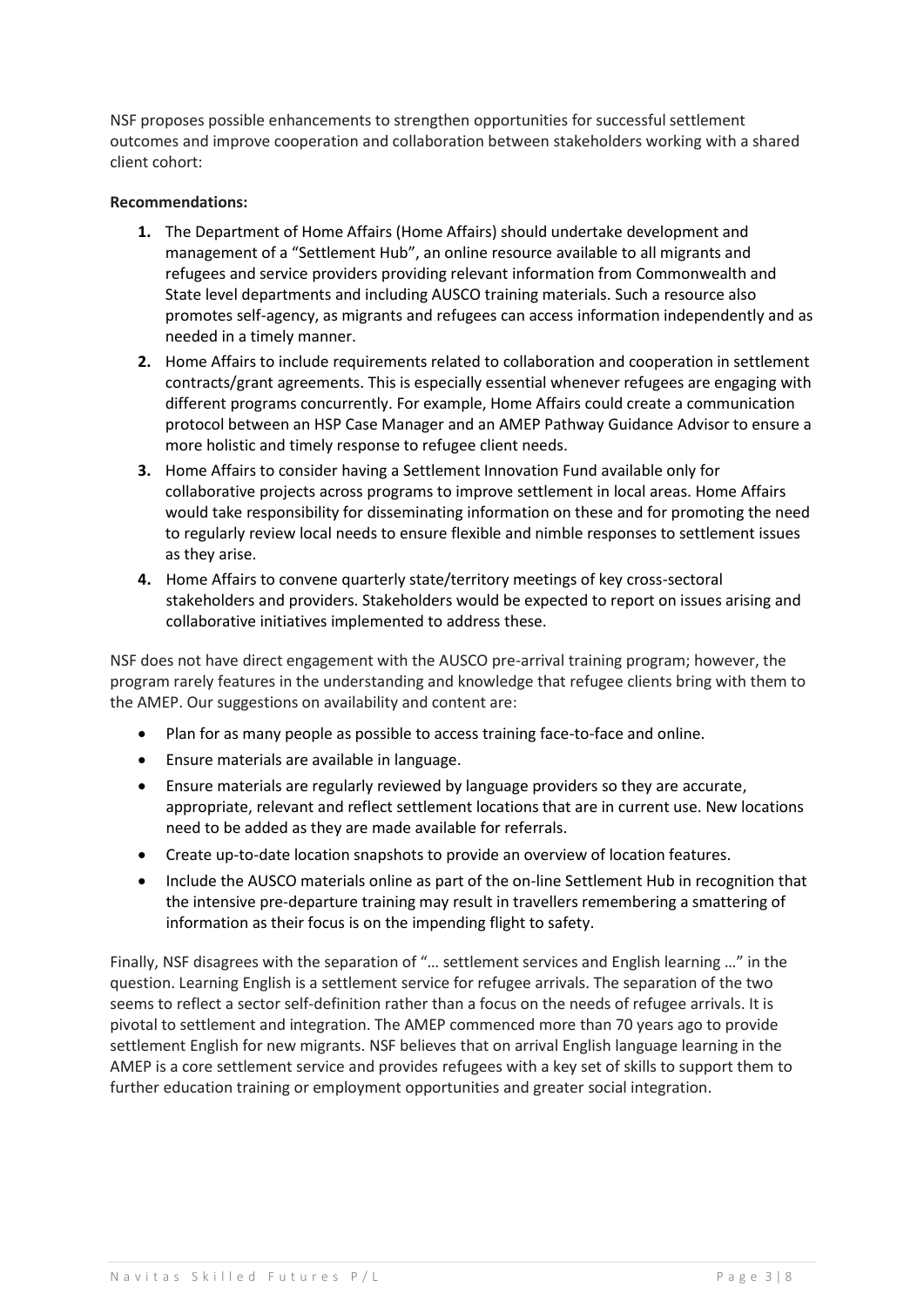NSF proposes possible enhancements to strengthen opportunities for successful settlement outcomes and improve cooperation and collaboration between stakeholders working with a shared client cohort:

**Recommendations:**

1. The Department of Home Affairs (Home Affairs) should undertake development and management of a "Settlement Hub", an online resource available to all migrants and refugees and service providers providing relevant information from Commonwealth and State level departments and including AUSCO training materials. Such a resource also promotes self-agency, as migrants and refugees can access information independently and as needed in a timely manner.
2. Home Affairs to include requirements related to collaboration and cooperation in settlement contracts/grant agreements. This is especially essential whenever refugees are engaging with different programs concurrently. For example, Home Affairs could create a communication protocol between an HSP Case Manager and an AMEP Pathway Guidance Advisor to ensure a more holistic and timely response to refugee client needs.
3. Home Affairs to consider having a Settlement Innovation Fund available only for collaborative projects across programs to improve settlement in local areas. Home Affairs would take responsibility for disseminating information on these and for promoting the need to regularly review local needs to ensure flexible and nimble responses to settlement issues as they arise.
4. Home Affairs to convene quarterly state/territory meetings of key cross-sectoral stakeholders and providers. Stakeholders would be expected to report on issues arising and collaborative initiatives implemented to address these.

NSF does not have direct engagement with the AUSCO pre-arrival training program; however, the program rarely features in the understanding and knowledge that refugee clients bring with them to the AMEP. Our suggestions on availability and content are:

- Plan for as many people as possible to access training face-to-face and online.
- Ensure materials are available in language.
- Ensure materials are regularly reviewed by language providers so they are accurate, appropriate, relevant and reflect settlement locations that are in current use. New locations need to be added as they are made available for referrals.
- Create up-to-date location snapshots to provide an overview of location features.
- Include the AUSCO materials online as part of the on-line Settlement Hub in recognition that the intensive pre-departure training may result in travellers remembering a smattering of information as their focus is on the impending flight to safety.

Finally, NSF disagrees with the separation of "… settlement services and English learning …" in the question. Learning English is a settlement service for refugee arrivals. The separation of the two seems to reflect a sector self-definition rather than a focus on the needs of refugee arrivals. It is pivotal to settlement and integration. The AMEP commenced more than 70 years ago to provide settlement English for new migrants. NSF believes that on arrival English language learning in the AMEP is a core settlement service and provides refugees with a key set of skills to support them to further education training or employment opportunities and greater social integration.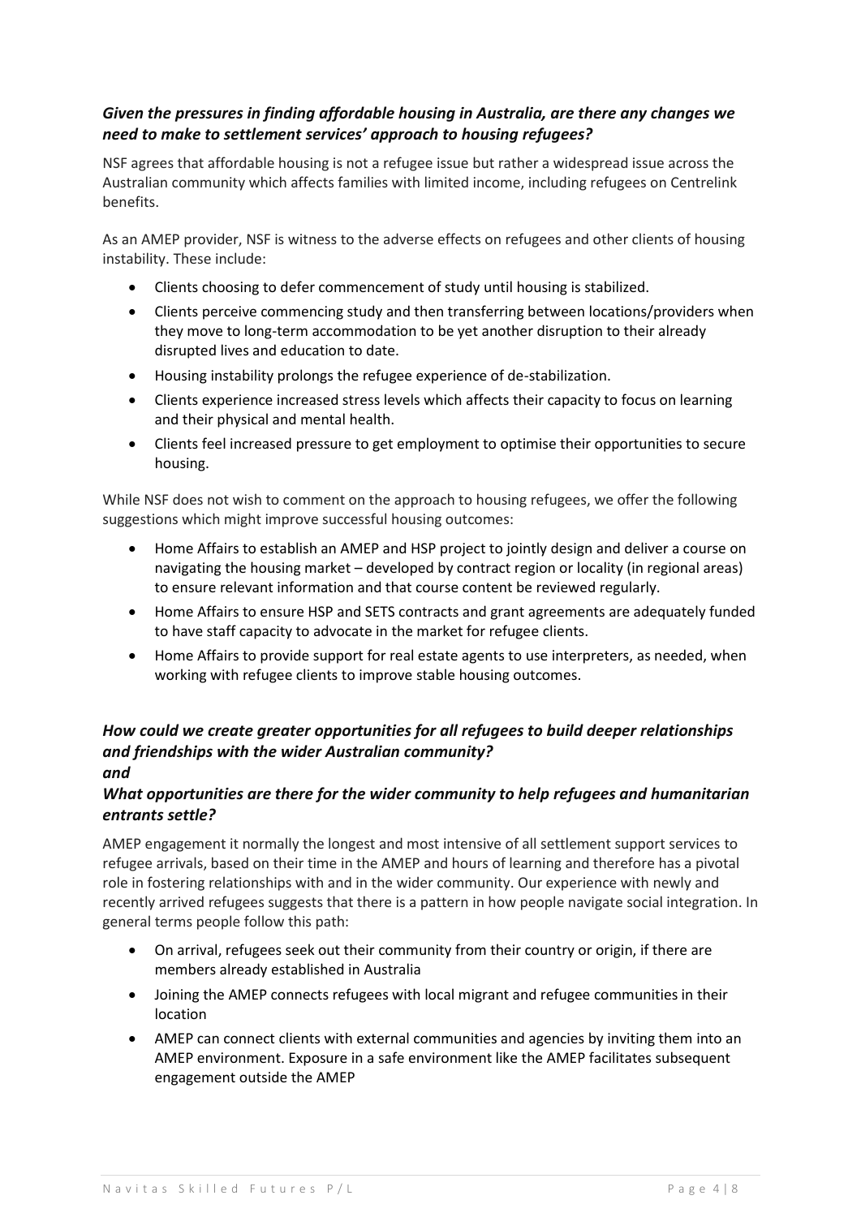### *Given the pressures in finding affordable housing in Australia, are there any changes we need to make to settlement services' approach to housing refugees?*

NSF agrees that affordable housing is not a refugee issue but rather a widespread issue across the Australian community which affects families with limited income, including refugees on Centrelink benefits.

As an AMEP provider, NSF is witness to the adverse effects on refugees and other clients of housing instability. These include:

- Clients choosing to defer commencement of study until housing is stabilized.
- Clients perceive commencing study and then transferring between locations/providers when they move to long-term accommodation to be yet another disruption to their already disrupted lives and education to date.
- Housing instability prolongs the refugee experience of de-stabilization.
- Clients experience increased stress levels which affects their capacity to focus on learning and their physical and mental health.
- Clients feel increased pressure to get employment to optimise their opportunities to secure housing.

While NSF does not wish to comment on the approach to housing refugees, we offer the following suggestions which might improve successful housing outcomes:

- Home Affairs to establish an AMEP and HSP project to jointly design and deliver a course on navigating the housing market – developed by contract region or locality (in regional areas) to ensure relevant information and that course content be reviewed regularly.
- Home Affairs to ensure HSP and SETS contracts and grant agreements are adequately funded to have staff capacity to advocate in the market for refugee clients.
- Home Affairs to provide support for real estate agents to use interpreters, as needed, when working with refugee clients to improve stable housing outcomes.

### *How could we create greater opportunities for all refugees to build deeper relationships and friendships with the wider Australian community?*
### *and*
### *What opportunities are there for the wider community to help refugees and humanitarian entrants settle?*

AMEP engagement it normally the longest and most intensive of all settlement support services to refugee arrivals, based on their time in the AMEP and hours of learning and therefore has a pivotal role in fostering relationships with and in the wider community. Our experience with newly and recently arrived refugees suggests that there is a pattern in how people navigate social integration. In general terms people follow this path:

- On arrival, refugees seek out their community from their country or origin, if there are members already established in Australia
- Joining the AMEP connects refugees with local migrant and refugee communities in their location
- AMEP can connect clients with external communities and agencies by inviting them into an AMEP environment. Exposure in a safe environment like the AMEP facilitates subsequent engagement outside the AMEP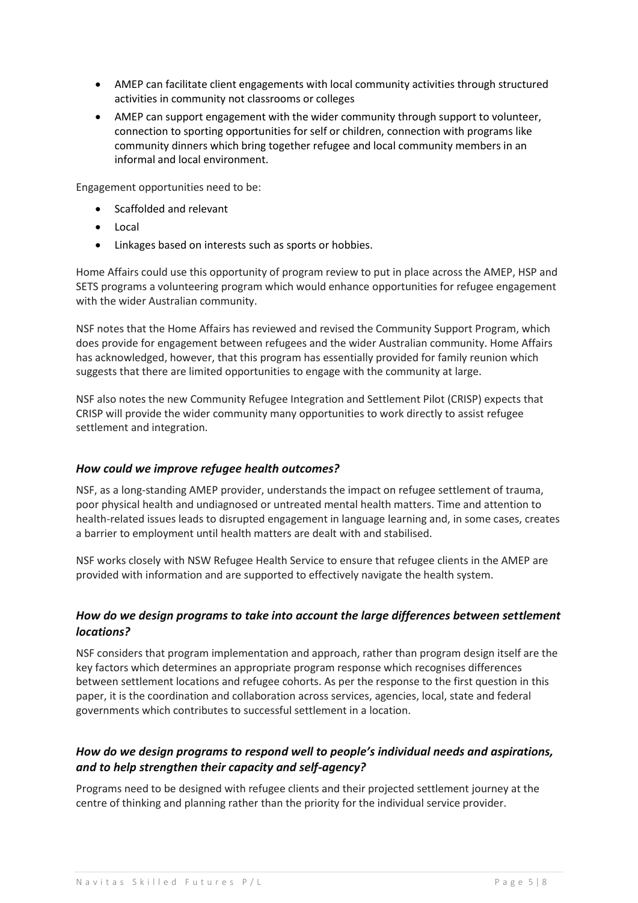- AMEP can facilitate client engagements with local community activities through structured activities in community not classrooms or colleges
- AMEP can support engagement with the wider community through support to volunteer, connection to sporting opportunities for self or children, connection with programs like community dinners which bring together refugee and local community members in an informal and local environment.

Engagement opportunities need to be:

- Scaffolded and relevant
- Local
- Linkages based on interests such as sports or hobbies.

Home Affairs could use this opportunity of program review to put in place across the AMEP, HSP and SETS programs a volunteering program which would enhance opportunities for refugee engagement with the wider Australian community.

NSF notes that the Home Affairs has reviewed and revised the Community Support Program, which does provide for engagement between refugees and the wider Australian community. Home Affairs has acknowledged, however, that this program has essentially provided for family reunion which suggests that there are limited opportunities to engage with the community at large.

NSF also notes the new Community Refugee Integration and Settlement Pilot (CRISP) expects that CRISP will provide the wider community many opportunities to work directly to assist refugee settlement and integration.

### *How could we improve refugee health outcomes?*

NSF, as a long-standing AMEP provider, understands the impact on refugee settlement of trauma, poor physical health and undiagnosed or untreated mental health matters. Time and attention to health-related issues leads to disrupted engagement in language learning and, in some cases, creates a barrier to employment until health matters are dealt with and stabilised.

NSF works closely with NSW Refugee Health Service to ensure that refugee clients in the AMEP are provided with information and are supported to effectively navigate the health system.

### *How do we design programs to take into account the large differences between settlement locations?*

NSF considers that program implementation and approach, rather than program design itself are the key factors which determines an appropriate program response which recognises differences between settlement locations and refugee cohorts. As per the response to the first question in this paper, it is the coordination and collaboration across services, agencies, local, state and federal governments which contributes to successful settlement in a location.

### *How do we design programs to respond well to people's individual needs and aspirations, and to help strengthen their capacity and self-agency?*

Programs need to be designed with refugee clients and their projected settlement journey at the centre of thinking and planning rather than the priority for the individual service provider.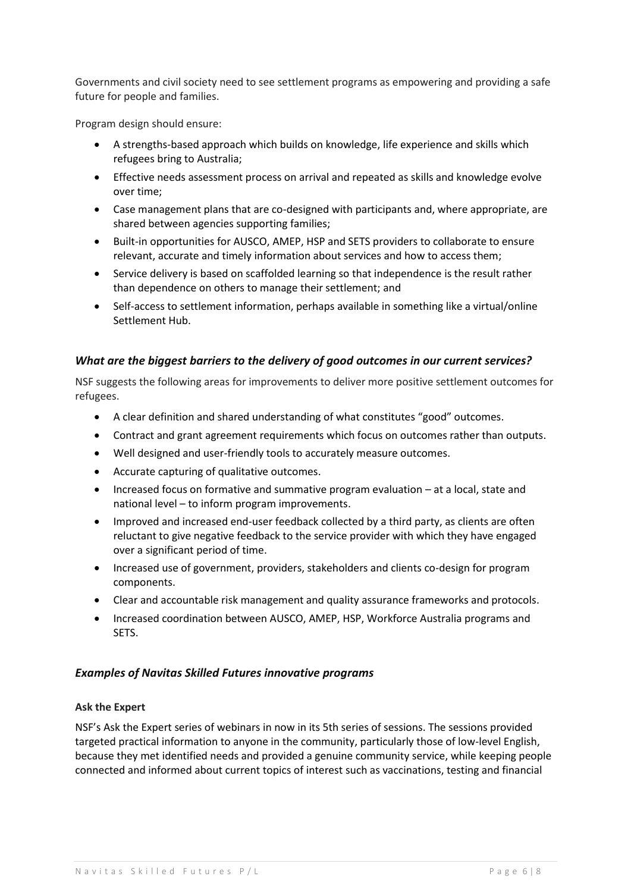Governments and civil society need to see settlement programs as empowering and providing a safe future for people and families.

Program design should ensure:

- A strengths-based approach which builds on knowledge, life experience and skills which refugees bring to Australia;
- Effective needs assessment process on arrival and repeated as skills and knowledge evolve over time;
- Case management plans that are co-designed with participants and, where appropriate, are shared between agencies supporting families;
- Built-in opportunities for AUSCO, AMEP, HSP and SETS providers to collaborate to ensure relevant, accurate and timely information about services and how to access them;
- Service delivery is based on scaffolded learning so that independence is the result rather than dependence on others to manage their settlement; and
- Self-access to settlement information, perhaps available in something like a virtual/online Settlement Hub.

### *What are the biggest barriers to the delivery of good outcomes in our current services?*

NSF suggests the following areas for improvements to deliver more positive settlement outcomes for refugees.

- A clear definition and shared understanding of what constitutes "good" outcomes.
- Contract and grant agreement requirements which focus on outcomes rather than outputs.
- Well designed and user-friendly tools to accurately measure outcomes.
- Accurate capturing of qualitative outcomes.
- Increased focus on formative and summative program evaluation – at a local, state and national level – to inform program improvements.
- Improved and increased end-user feedback collected by a third party, as clients are often reluctant to give negative feedback to the service provider with which they have engaged over a significant period of time.
- Increased use of government, providers, stakeholders and clients co-design for program components.
- Clear and accountable risk management and quality assurance frameworks and protocols.
- Increased coordination between AUSCO, AMEP, HSP, Workforce Australia programs and SETS.

### *Examples of Navitas Skilled Futures innovative programs*

#### **Ask the Expert**

NSF's Ask the Expert series of webinars in now in its 5th series of sessions. The sessions provided targeted practical information to anyone in the community, particularly those of low-level English, because they met identified needs and provided a genuine community service, while keeping people connected and informed about current topics of interest such as vaccinations, testing and financial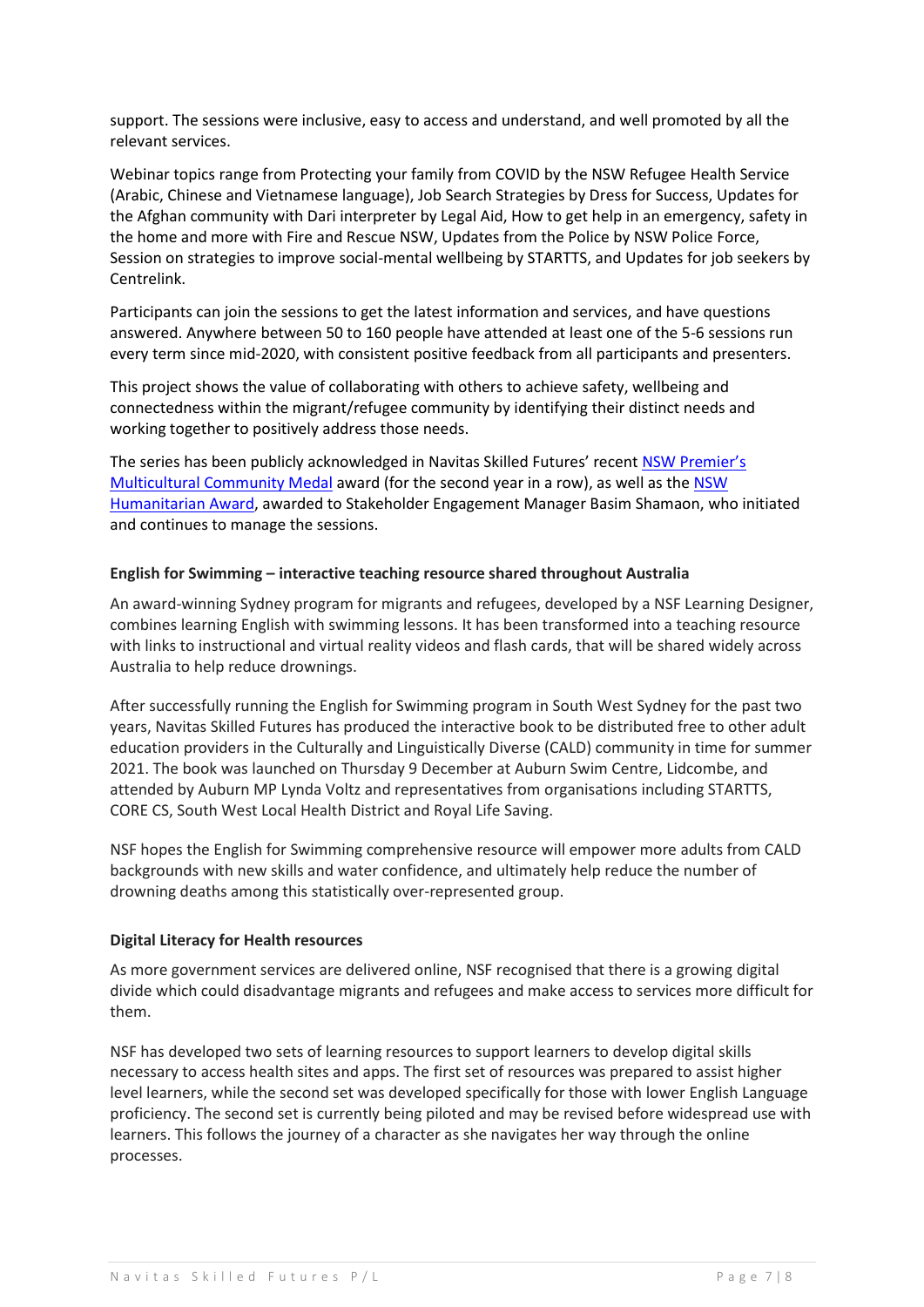support. The sessions were inclusive, easy to access and understand, and well promoted by all the relevant services.

Webinar topics range from Protecting your family from COVID by the NSW Refugee Health Service (Arabic, Chinese and Vietnamese language), Job Search Strategies by Dress for Success, Updates for the Afghan community with Dari interpreter by Legal Aid, How to get help in an emergency, safety in the home and more with Fire and Rescue NSW, Updates from the Police by NSW Police Force, Session on strategies to improve social-mental wellbeing by STARTTS, and Updates for job seekers by Centrelink.

Participants can join the sessions to get the latest information and services, and have questions answered. Anywhere between 50 to 160 people have attended at least one of the 5-6 sessions run every term since mid-2020, with consistent positive feedback from all participants and presenters.

This project shows the value of collaborating with others to achieve safety, wellbeing and connectedness within the migrant/refugee community by identifying their distinct needs and working together to positively address those needs.

The series has been publicly acknowledged in Navitas Skilled Futures' recent NSW Premier's Multicultural Community Medal award (for the second year in a row), as well as the NSW Humanitarian Award, awarded to Stakeholder Engagement Manager Basim Shamaon, who initiated and continues to manage the sessions.

**English for Swimming – interactive teaching resource shared throughout Australia**

An award-winning Sydney program for migrants and refugees, developed by a NSF Learning Designer, combines learning English with swimming lessons. It has been transformed into a teaching resource with links to instructional and virtual reality videos and flash cards, that will be shared widely across Australia to help reduce drownings.

After successfully running the English for Swimming program in South West Sydney for the past two years, Navitas Skilled Futures has produced the interactive book to be distributed free to other adult education providers in the Culturally and Linguistically Diverse (CALD) community in time for summer 2021. The book was launched on Thursday 9 December at Auburn Swim Centre, Lidcombe, and attended by Auburn MP Lynda Voltz and representatives from organisations including STARTTS, CORE CS, South West Local Health District and Royal Life Saving.

NSF hopes the English for Swimming comprehensive resource will empower more adults from CALD backgrounds with new skills and water confidence, and ultimately help reduce the number of drowning deaths among this statistically over-represented group.

**Digital Literacy for Health resources**

As more government services are delivered online, NSF recognised that there is a growing digital divide which could disadvantage migrants and refugees and make access to services more difficult for them.

NSF has developed two sets of learning resources to support learners to develop digital skills necessary to access health sites and apps. The first set of resources was prepared to assist higher level learners, while the second set was developed specifically for those with lower English Language proficiency. The second set is currently being piloted and may be revised before widespread use with learners. This follows the journey of a character as she navigates her way through the online processes.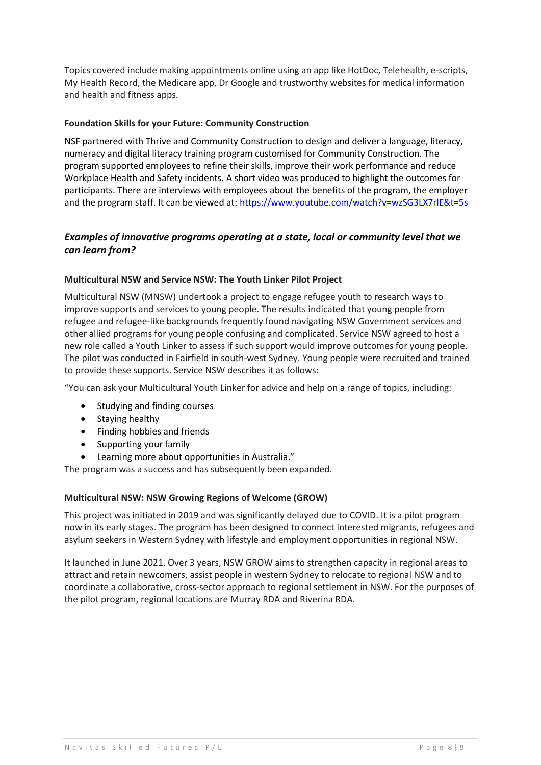Topics covered include making appointments online using an app like HotDoc, Telehealth, e-scripts, My Health Record, the Medicare app, Dr Google and trustworthy websites for medical information and health and fitness apps.

#### Foundation Skills for your Future: Community Construction

NSF partnered with Thrive and Community Construction to design and deliver a language, literacy, numeracy and digital literacy training program customised for Community Construction. The program supported employees to refine their skills, improve their work performance and reduce Workplace Health and Safety incidents. A short video was produced to highlight the outcomes for participants. There are interviews with employees about the benefits of the program, the employer and the program staff. It can be viewed at: https://www.youtube.com/watch?v=wzSG3LX7rlE&t=5s

### *Examples of innovative programs operating at a state, local or community level that we can learn from?*

#### Multicultural NSW and Service NSW: The Youth Linker Pilot Project

Multicultural NSW (MNSW) undertook a project to engage refugee youth to research ways to improve supports and services to young people. The results indicated that young people from refugee and refugee-like backgrounds frequently found navigating NSW Government services and other allied programs for young people confusing and complicated. Service NSW agreed to host a new role called a Youth Linker to assess if such support would improve outcomes for young people. The pilot was conducted in Fairfield in south-west Sydney. Young people were recruited and trained to provide these supports. Service NSW describes it as follows:

"You can ask your Multicultural Youth Linker for advice and help on a range of topics, including:

- Studying and finding courses
- Staying healthy
- Finding hobbies and friends
- Supporting your family
- Learning more about opportunities in Australia."

The program was a success and has subsequently been expanded.

#### Multicultural NSW: NSW Growing Regions of Welcome (GROW)

This project was initiated in 2019 and was significantly delayed due to COVID. It is a pilot program now in its early stages. The program has been designed to connect interested migrants, refugees and asylum seekers in Western Sydney with lifestyle and employment opportunities in regional NSW.

It launched in June 2021. Over 3 years, NSW GROW aims to strengthen capacity in regional areas to attract and retain newcomers, assist people in western Sydney to relocate to regional NSW and to coordinate a collaborative, cross-sector approach to regional settlement in NSW. For the purposes of the pilot program, regional locations are Murray RDA and Riverina RDA.